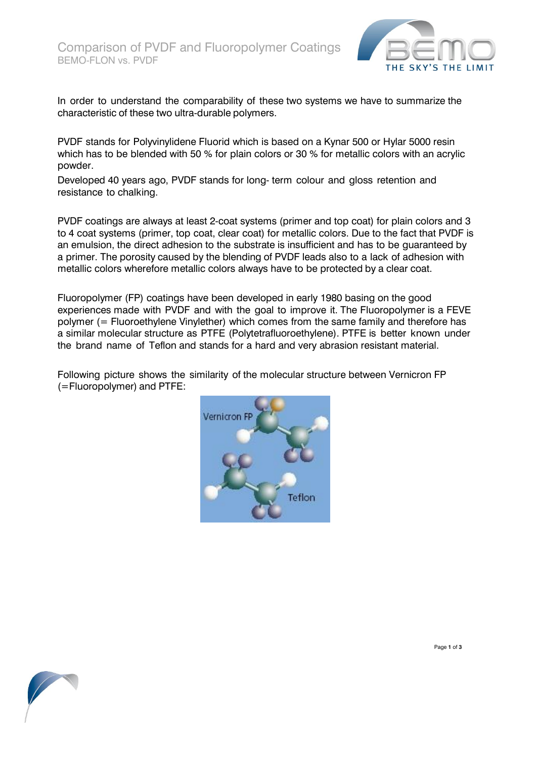# Comparison of PVDF and Fluoropolymer Coatings

BEMO-FLON vs. PVDF

In order to understand the comparability of these two systems we have to summarize the characteristic of these two ultra-durable polymers.

PVDF stands for Polyvinylidene Fluorid which is based on a Kynar 500 or Hylar 5000 resin which has to be blended with 50 % for plain colors or 30 % for metallic colors with an acrylic powder.

Developed 40 years ago, PVDF stands for long- term colour and gloss retention and resistance to chalking.

PVDF coatings are always at least 2-coat systems (primer and top coat) for plain colors and 3 to 4 coat systems (primer, top coat, clear coat) for metallic colors. Due to the fact that PVDF is an emulsion, the direct adhesion to the substrate is insufficient and has to be guaranteed by a primer. The porosity caused by the blending of PVDF leads also to a lack of adhesion with metallic colors wherefore metallic colors always have to be protected by a clear coat.

Fluoropolymer (FP) coatings have been developed in early 1980 basing on the good experiences made with PVDF and with the goal to improve it. The Fluoropolymer is a FEVE polymer (= Fluoroethylene Vinylether) which comes from the same family and therefore has a similar molecular structure as PTFE (Polytetrafluoroethylene). PTFE is better known under the brand name of Teflon and stands for a hard and very abrasion resistant material.

Following picture shows the similarity of the molecular structure between Vernicron FP (=Fluoropolymer) and PTFE: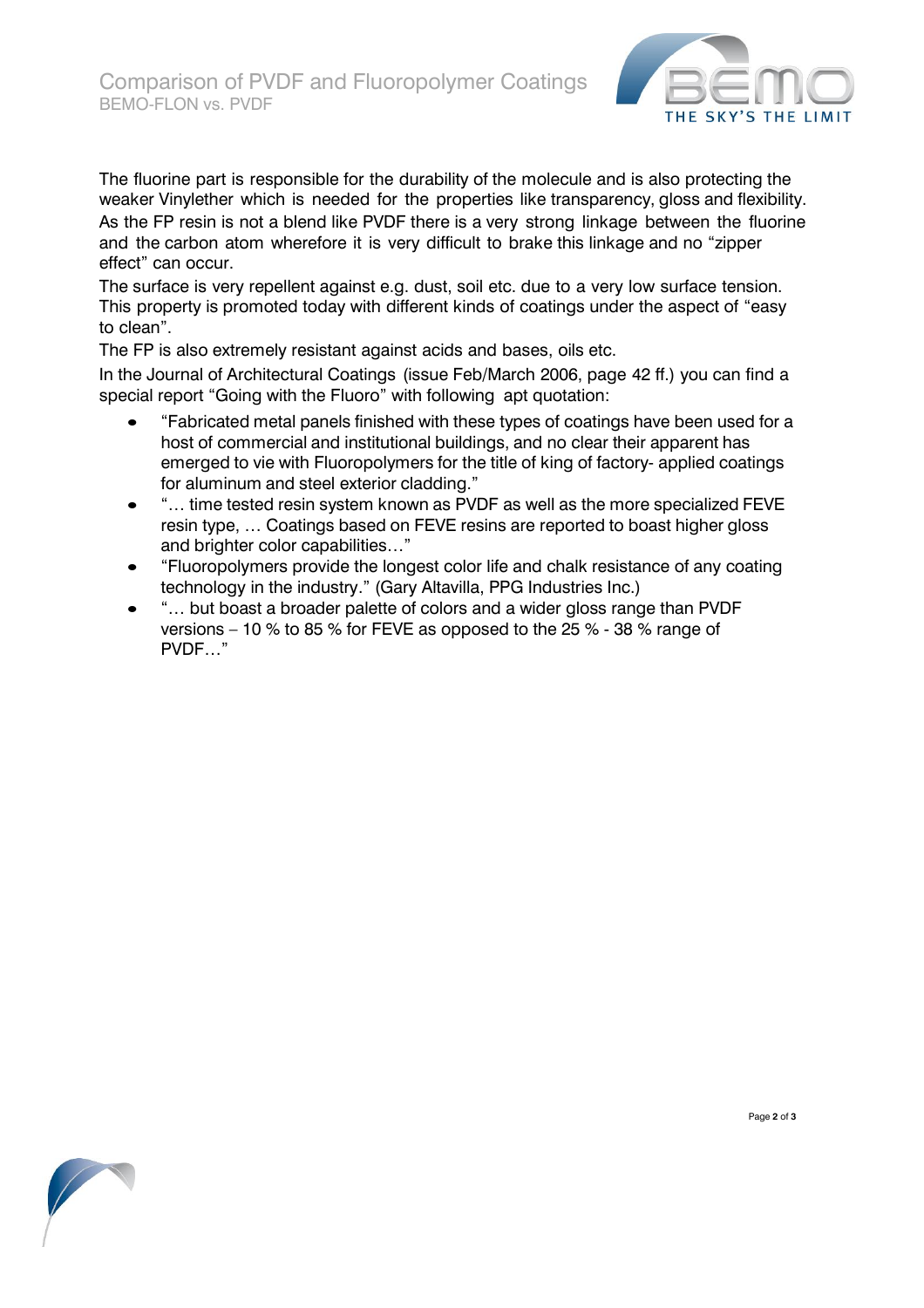The fluorine part is responsible for the durability of the molecule and is also protecting the weaker Vinylether which is needed for the properties like transparency, gloss and flexibility. As the FP resin is not a blend like PVDF there is a very strong linkage between the fluorine and the carbon atom wherefore it is very difficult to brake this linkage and no "zipper effect" can occur.

The surface is very repellent against e.g. dust, soil etc. due to a very low surface tension. This property is promoted today with different kinds of coatings under the aspect of "easy to clean".

The FP is also extremely resistant against acids and bases, oils etc.

In the Journal of Architectural Coatings (issue Feb/March 2006, page 42 ff.) you can find a special report "Going with the Fluoro" with following apt quotation:

- "Fabricated metal panels finished with these types of coatings have been used for a host of commercial and institutional buildings, and no clear their apparent has emerged to vie with Fluoropolymers for the title of king of factory- applied coatings for aluminum and steel exterior cladding."
- "… time tested resin system known as PVDF as well as the more specialized FEVE resin type, … Coatings based on FEVE resins are reported to boast higher gloss and brighter color capabilities…"
- "Fluoropolymers provide the longest color life and chalk resistance of any coating technology in the industry." (Gary Altavilla, PPG Industries Inc.)
- "… but boast a broader palette of colors and a wider gloss range than PVDF versions – 10 % to 85 % for FEVE as opposed to the 25 % - 38 % range of PVDF…"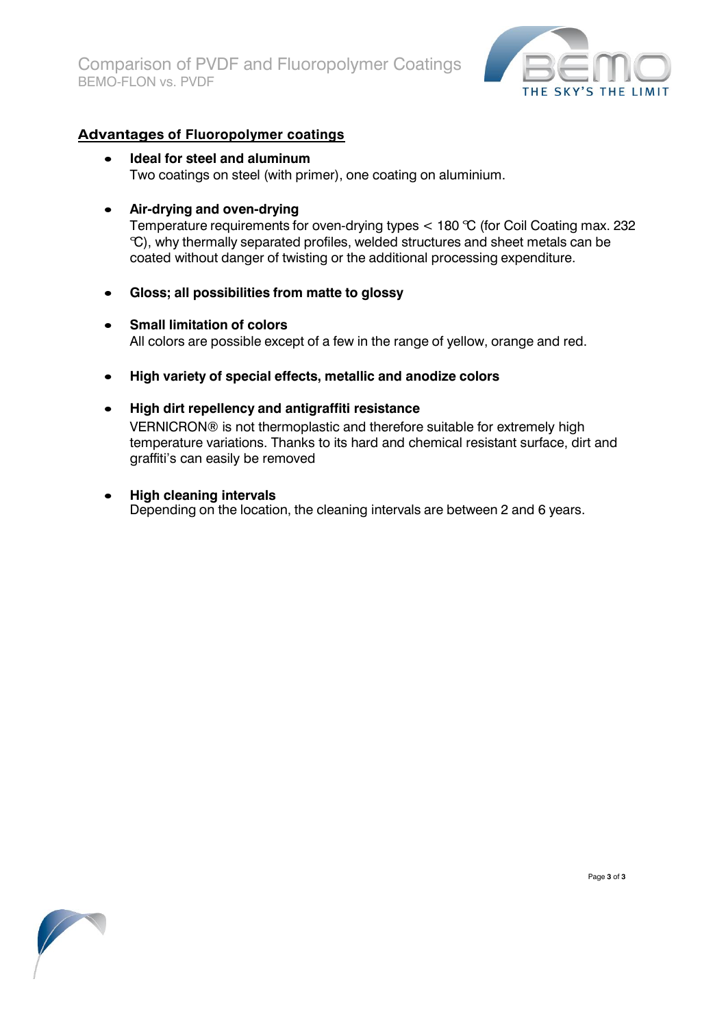## Advantages of Fluoropolymer coatings

- **Ideal for steel and aluminum**
  Two coatings on steel (with primer), one coating on aluminium.

- **Air-drying and oven-drying**
  Temperature requirements for oven-drying types < 180 ℃ (for Coil Coating max. 232 ℃), why thermally separated profiles, welded structures and sheet metals can be coated without danger of twisting or the additional processing expenditure.

- **Gloss; all possibilities from matte to glossy**

- **Small limitation of colors**
  All colors are possible except of a few in the range of yellow, orange and red.

- **High variety of special effects, metallic and anodize colors**

- **High dirt repellency and antigraffiti resistance**
  VERNICRON® is not thermoplastic and therefore suitable for extremely high temperature variations. Thanks to its hard and chemical resistant surface, dirt and graffiti's can easily be removed

- **High cleaning intervals**
  Depending on the location, the cleaning intervals are between 2 and 6 years.